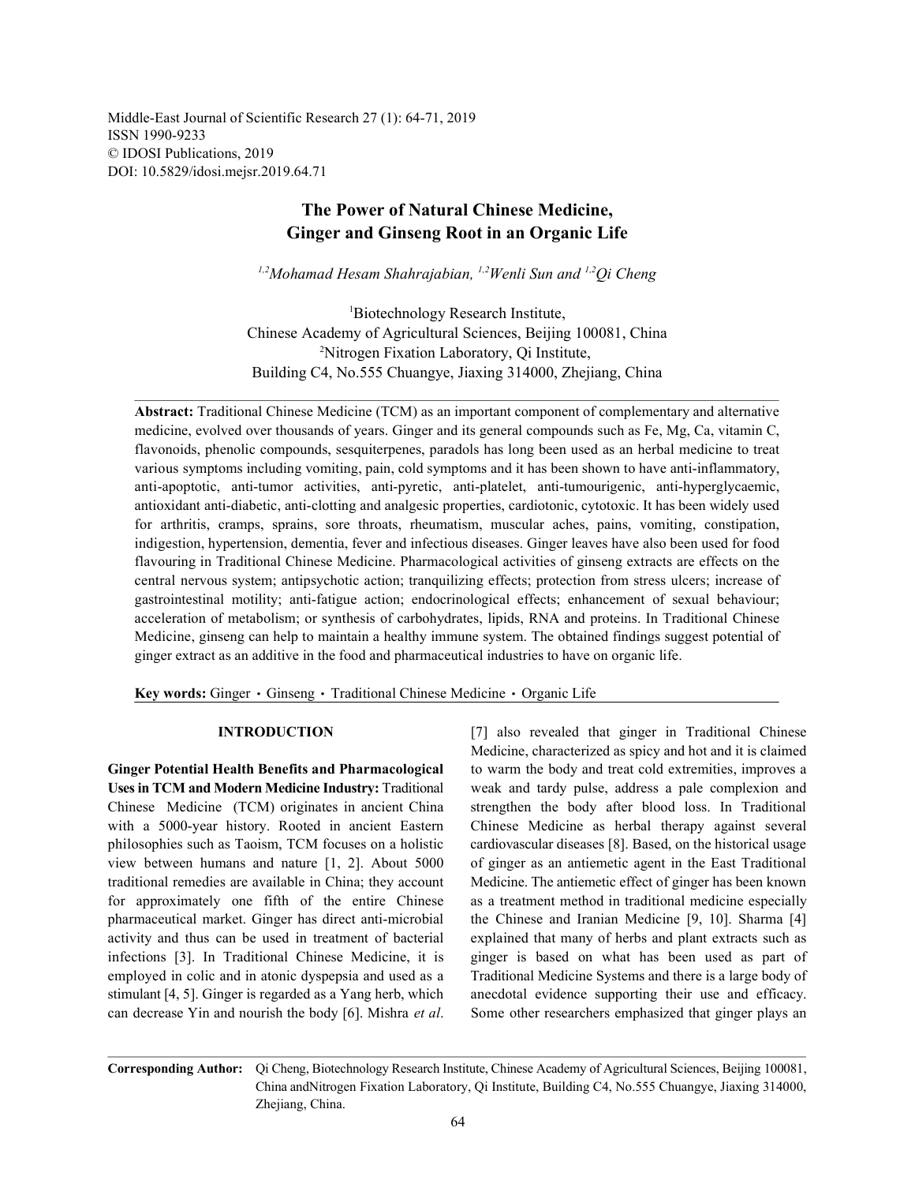Middle-East Journal of Scientific Research 27 (1): 64-71, 2019
ISSN 1990-9233
© IDOSI Publications, 2019
DOI: 10.5829/idosi.mejsr.2019.64.71

# The Power of Natural Chinese Medicine, Ginger and Ginseng Root in an Organic Life

*[1,2]Mohamad Hesam Shahrajabian, [1,2]Wenli Sun and [1,2]Qi Cheng*

[1]Biotechnology Research Institute, Chinese Academy of Agricultural Sciences, Beijing 100081, China
[2]Nitrogen Fixation Laboratory, Qi Institute, Building C4, No.555 Chuangye, Jiaxing 314000, Zhejiang, China

**Abstract:** Traditional Chinese Medicine (TCM) as an important component of complementary and alternative medicine, evolved over thousands of years. Ginger and its general compounds such as Fe, Mg, Ca, vitamin C, flavonoids, phenolic compounds, sesquiterpenes, paradols has long been used as an herbal medicine to treat various symptoms including vomiting, pain, cold symptoms and it has been shown to have anti-inflammatory, anti-apoptotic, anti-tumor activities, anti-pyretic, anti-platelet, anti-tumourigenic, anti-hyperglycaemic, antioxidant anti-diabetic, anti-clotting and analgesic properties, cardiotonic, cytotoxic. It has been widely used for arthritis, cramps, sprains, sore throats, rheumatism, muscular aches, pains, vomiting, constipation, indigestion, hypertension, dementia, fever and infectious diseases. Ginger leaves have also been used for food flavouring in Traditional Chinese Medicine. Pharmacological activities of ginseng extracts are effects on the central nervous system; antipsychotic action; tranquilizing effects; protection from stress ulcers; increase of gastrointestinal motility; anti-fatigue action; endocrinological effects; enhancement of sexual behaviour; acceleration of metabolism; or synthesis of carbohydrates, lipids, RNA and proteins. In Traditional Chinese Medicine, ginseng can help to maintain a healthy immune system. The obtained findings suggest potential of ginger extract as an additive in the food and pharmaceutical industries to have on organic life.

**Key words:** Ginger • Ginseng • Traditional Chinese Medicine • Organic Life

## INTRODUCTION

**Ginger Potential Health Benefits and Pharmacological Uses in TCM and Modern Medicine Industry:** Traditional Chinese Medicine (TCM) originates in ancient China with a 5000-year history. Rooted in ancient Eastern philosophies such as Taoism, TCM focuses on a holistic view between humans and nature [1, 2]. About 5000 traditional remedies are available in China; they account for approximately one fifth of the entire Chinese pharmaceutical market. Ginger has direct anti-microbial activity and thus can be used in treatment of bacterial infections [3]. In Traditional Chinese Medicine, it is employed in colic and in atonic dyspepsia and used as a stimulant [4, 5]. Ginger is regarded as a Yang herb, which can decrease Yin and nourish the body [6]. Mishra *et al*. [7] also revealed that ginger in Traditional Chinese Medicine, characterized as spicy and hot and it is claimed to warm the body and treat cold extremities, improves a weak and tardy pulse, address a pale complexion and strengthen the body after blood loss. In Traditional Chinese Medicine as herbal therapy against several cardiovascular diseases [8]. Based, on the historical usage of ginger as an antiemetic agent in the East Traditional Medicine. The antiemetic effect of ginger has been known as a treatment method in traditional medicine especially the Chinese and Iranian Medicine [9, 10]. Sharma [4] explained that many of herbs and plant extracts such as ginger is based on what has been used as part of Traditional Medicine Systems and there is a large body of anecdotal evidence supporting their use and efficacy. Some other researchers emphasized that ginger plays an

**Corresponding Author:** Qi Cheng, Biotechnology Research Institute, Chinese Academy of Agricultural Sciences, Beijing 100081, China andNitrogen Fixation Laboratory, Qi Institute, Building C4, No.555 Chuangye, Jiaxing 314000, Zhejiang, China.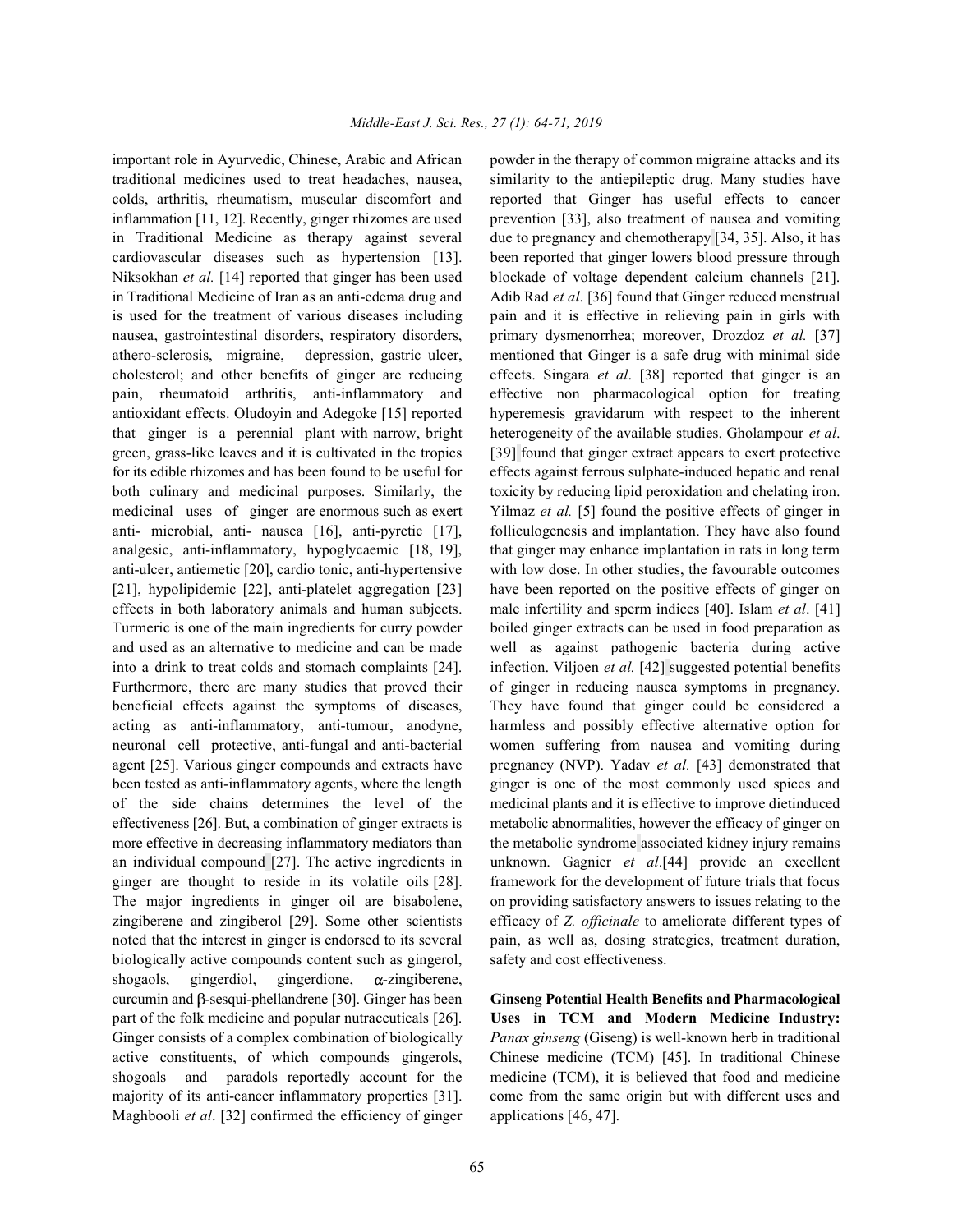important role in Ayurvedic, Chinese, Arabic and African traditional medicines used to treat headaches, nausea, colds, arthritis, rheumatism, muscular discomfort and inflammation [11, 12]. Recently, ginger rhizomes are used in Traditional Medicine as therapy against several cardiovascular diseases such as hypertension [13]. Niksokhan *et al.* [14] reported that ginger has been used in Traditional Medicine of Iran as an anti-edema drug and is used for the treatment of various diseases including nausea, gastrointestinal disorders, respiratory disorders, athero-sclerosis, migraine, depression, gastric ulcer, cholesterol; and other benefits of ginger are reducing pain, rheumatoid arthritis, anti-inflammatory and antioxidant effects. Oludoyin and Adegoke [15] reported that ginger is a perennial plant with narrow, bright green, grass-like leaves and it is cultivated in the tropics for its edible rhizomes and has been found to be useful for both culinary and medicinal purposes. Similarly, the medicinal uses of ginger are enormous such as exert anti- microbial, anti- nausea [16], anti-pyretic [17], analgesic, anti-inflammatory, hypoglycaemic [18, 19], anti-ulcer, antiemetic [20], cardio tonic, anti-hypertensive [21], hypolipidemic [22], anti-platelet aggregation [23] effects in both laboratory animals and human subjects. Turmeric is one of the main ingredients for curry powder and used as an alternative to medicine and can be made into a drink to treat colds and stomach complaints [24]. Furthermore, there are many studies that proved their beneficial effects against the symptoms of diseases, acting as anti-inflammatory, anti-tumour, anodyne, neuronal cell protective, anti-fungal and anti-bacterial agent [25]. Various ginger compounds and extracts have been tested as anti-inflammatory agents, where the length of the side chains determines the level of the effectiveness [26]. But, a combination of ginger extracts is more effective in decreasing inflammatory mediators than an individual compound [27]. The active ingredients in ginger are thought to reside in its volatile oils [28]. The major ingredients in ginger oil are bisabolene, zingiberene and zingiberol [29]. Some other scientists noted that the interest in ginger is endorsed to its several biologically active compounds content such as gingerol, shogaols, gingerdiol, gingerdione, α-zingiberene, curcumin and β-sesqui-phellandrene [30]. Ginger has been part of the folk medicine and popular nutraceuticals [26]. Ginger consists of a complex combination of biologically active constituents, of which compounds gingerols, shogoals and paradols reportedly account for the majority of its anti-cancer inflammatory properties [31]. Maghbooli *et al*. [32] confirmed the efficiency of ginger powder in the therapy of common migraine attacks and its similarity to the antiepileptic drug. Many studies have reported that Ginger has useful effects to cancer prevention [33], also treatment of nausea and vomiting due to pregnancy and chemotherapy [34, 35]. Also, it has been reported that ginger lowers blood pressure through blockade of voltage dependent calcium channels [21]. Adib Rad *et al*. [36] found that Ginger reduced menstrual pain and it is effective in relieving pain in girls with primary dysmenorrhea; moreover, Drozdoz *et al.* [37] mentioned that Ginger is a safe drug with minimal side effects. Singara *et al*. [38] reported that ginger is an effective non pharmacological option for treating hyperemesis gravidarum with respect to the inherent heterogeneity of the available studies. Gholampour *et al*. [39] found that ginger extract appears to exert protective effects against ferrous sulphate-induced hepatic and renal toxicity by reducing lipid peroxidation and chelating iron. Yilmaz *et al.* [5] found the positive effects of ginger in folliculogenesis and implantation. They have also found that ginger may enhance implantation in rats in long term with low dose. In other studies, the favourable outcomes have been reported on the positive effects of ginger on male infertility and sperm indices [40]. Islam *et al*. [41] boiled ginger extracts can be used in food preparation as well as against pathogenic bacteria during active infection. Viljoen *et al.* [42] suggested potential benefits of ginger in reducing nausea symptoms in pregnancy. They have found that ginger could be considered a harmless and possibly effective alternative option for women suffering from nausea and vomiting during pregnancy (NVP). Yadav *et al.* [43] demonstrated that ginger is one of the most commonly used spices and medicinal plants and it is effective to improve dietinduced metabolic abnormalities, however the efficacy of ginger on the metabolic syndrome associated kidney injury remains unknown. Gagnier *et al*.[44] provide an excellent framework for the development of future trials that focus on providing satisfactory answers to issues relating to the efficacy of *Z. officinale* to ameliorate different types of pain, as well as, dosing strategies, treatment duration, safety and cost effectiveness.

**Ginseng Potential Health Benefits and Pharmacological Uses in TCM and Modern Medicine Industry:** *Panax ginseng* (Giseng) is well-known herb in traditional Chinese medicine (TCM) [45]. In traditional Chinese medicine (TCM), it is believed that food and medicine come from the same origin but with different uses and applications [46, 47].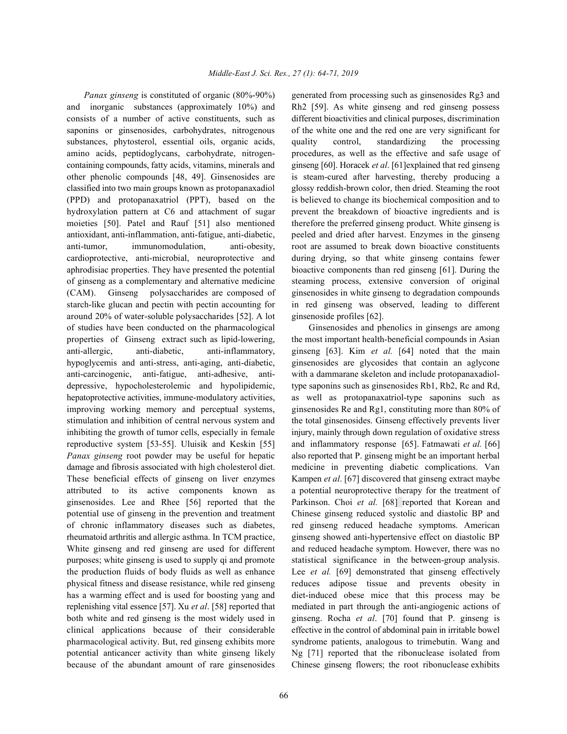*Panax ginseng* is constituted of organic (80%-90%) and inorganic substances (approximately 10%) and consists of a number of active constituents, such as saponins or ginsenosides, carbohydrates, nitrogenous substances, phytosterol, essential oils, organic acids, amino acids, peptidoglycans, carbohydrate, nitrogen-containing compounds, fatty acids, vitamins, minerals and other phenolic compounds [48, 49]. Ginsenosides are classified into two main groups known as protopanaxadiol (PPD) and protopanaxatriol (PPT), based on the hydroxylation pattern at C6 and attachment of sugar moieties [50]. Patel and Rauf [51] also mentioned antioxidant, anti-inflammation, anti-fatigue, anti-diabetic, anti-tumor, immunomodulation, anti-obesity, cardioprotective, anti-microbial, neuroprotective and aphrodisiac properties. They have presented the potential of ginseng as a complementary and alternative medicine (CAM). Ginseng polysaccharides are composed of starch-like glucan and pectin with pectin accounting for around 20% of water-soluble polysaccharides [52]. A lot of studies have been conducted on the pharmacological properties of Ginseng extract such as lipid-lowering, anti-allergic, anti-diabetic, anti-inflammatory, hypoglycemis and anti-stress, anti-aging, anti-diabetic, anti-carcinogenic, anti-fatigue, anti-adhesive, anti-depressive, hypocholesterolemic and hypolipidemic, hepatoprotective activities, immune-modulatory activities, improving working memory and perceptual systems, stimulation and inhibition of central nervous system and inhibiting the growth of tumor cells, especially in female reproductive system [53-55]. Uluisik and Keskin [55] *Panax ginseng* root powder may be useful for hepatic damage and fibrosis associated with high cholesterol diet. These beneficial effects of ginseng on liver enzymes attributed to its active components known as ginsenosides. Lee and Rhee [56] reported that the potential use of ginseng in the prevention and treatment of chronic inflammatory diseases such as diabetes, rheumatoid arthritis and allergic asthma. In TCM practice, White ginseng and red ginseng are used for different purposes; white ginseng is used to supply qi and promote the production fluids of body fluids as well as enhance physical fitness and disease resistance, while red ginseng has a warming effect and is used for boosting yang and replenishing vital essence [57]. Xu *et al*. [58] reported that both white and red ginseng is the most widely used in clinical applications because of their considerable pharmacological activity. But, red ginseng exhibits more potential anticancer activity than white ginseng likely because of the abundant amount of rare ginsenosides generated from processing such as ginsenosides Rg3 and Rh2 [59]. As white ginseng and red ginseng possess different bioactivities and clinical purposes, discrimination of the white one and the red one are very significant for quality control, standardizing the processing procedures, as well as the effective and safe usage of ginseng [60]. Horacek *et al*. [61]explained that red ginseng is steam-cured after harvesting, thereby producing a glossy reddish-brown color, then dried. Steaming the root is believed to change its biochemical composition and to prevent the breakdown of bioactive ingredients and is therefore the preferred ginseng product. White ginseng is peeled and dried after harvest. Enzymes in the ginseng root are assumed to break down bioactive constituents during drying, so that white ginseng contains fewer bioactive components than red ginseng [61]. During the steaming process, extensive conversion of original ginsenosides in white ginseng to degradation compounds in red ginseng was observed, leading to different ginsenoside profiles [62].

Ginsenosides and phenolics in ginsengs are among the most important health-beneficial compounds in Asian ginseng [63]. Kim *et al.* [64] noted that the main ginsenosides are glycosides that contain an aglycone with a dammarane skeleton and include protopanaxadiol-type saponins such as ginsenosides Rb1, Rb2, Rc and Rd, as well as protopanaxatriol-type saponins such as ginsenosides Re and Rg1, constituting more than 80% of the total ginsenosides. Ginseng effectively prevents liver injury, mainly through down regulation of oxidative stress and inflammatory response [65]. Fatmawati *et al.* [66] also reported that P. ginseng might be an important herbal medicine in preventing diabetic complications. Van Kampen *et al*. [67] discovered that ginseng extract maybe a potential neuroprotective therapy for the treatment of Parkinson. Choi *et al.* [68] reported that Korean and Chinese ginseng reduced systolic and diastolic BP and red ginseng reduced headache symptoms. American ginseng showed anti-hypertensive effect on diastolic BP and reduced headache symptom. However, there was no statistical significance in the between-group analysis. Lee *et al.* [69] demonstrated that ginseng effectively reduces adipose tissue and prevents obesity in diet-induced obese mice that this process may be mediated in part through the anti-angiogenic actions of ginseng. Rocha *et al*. [70] found that P. ginseng is effective in the control of abdominal pain in irritable bowel syndrome patients, analogous to trimebutin. Wang and Ng [71] reported that the ribonuclease isolated from Chinese ginseng flowers; the root ribonuclease exhibits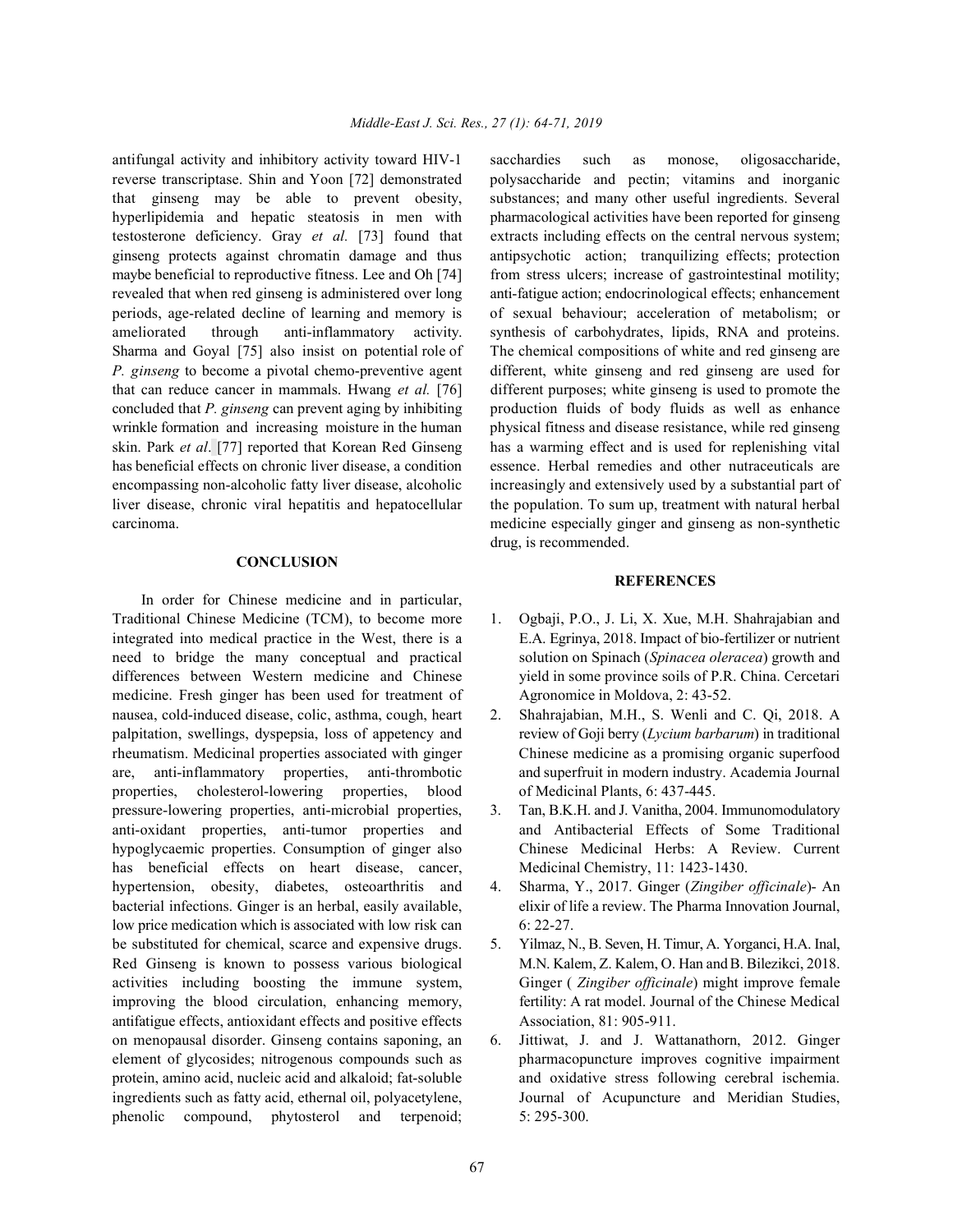antifungal activity and inhibitory activity toward HIV-1 reverse transcriptase. Shin and Yoon [72] demonstrated that ginseng may be able to prevent obesity, hyperlipidemia and hepatic steatosis in men with testosterone deficiency. Gray *et al.* [73] found that ginseng protects against chromatin damage and thus maybe beneficial to reproductive fitness. Lee and Oh [74] revealed that when red ginseng is administered over long periods, age-related decline of learning and memory is ameliorated through anti-inflammatory activity. Sharma and Goyal [75] also insist on potential role of *P. ginseng* to become a pivotal chemo-preventive agent that can reduce cancer in mammals. Hwang *et al.* [76] concluded that *P. ginseng* can prevent aging by inhibiting wrinkle formation and increasing moisture in the human skin. Park *et al*. [77] reported that Korean Red Ginseng has beneficial effects on chronic liver disease, a condition encompassing non-alcoholic fatty liver disease, alcoholic liver disease, chronic viral hepatitis and hepatocellular carcinoma.

## CONCLUSION

In order for Chinese medicine and in particular, Traditional Chinese Medicine (TCM), to become more integrated into medical practice in the West, there is a need to bridge the many conceptual and practical differences between Western medicine and Chinese medicine. Fresh ginger has been used for treatment of nausea, cold-induced disease, colic, asthma, cough, heart palpitation, swellings, dyspepsia, loss of appetency and rheumatism. Medicinal properties associated with ginger are, anti-inflammatory properties, anti-thrombotic properties, cholesterol-lowering properties, blood pressure-lowering properties, anti-microbial properties, anti-oxidant properties, anti-tumor properties and hypoglycaemic properties. Consumption of ginger also has beneficial effects on heart disease, cancer, hypertension, obesity, diabetes, osteoarthritis and bacterial infections. Ginger is an herbal, easily available, low price medication which is associated with low risk can be substituted for chemical, scarce and expensive drugs. Red Ginseng is known to possess various biological activities including boosting the immune system, improving the blood circulation, enhancing memory, antifatigue effects, antioxidant effects and positive effects on menopausal disorder. Ginseng contains saponing, an element of glycosides; nitrogenous compounds such as protein, amino acid, nucleic acid and alkaloid; fat-soluble ingredients such as fatty acid, ethernal oil, polyacetylene, phenolic compound, phytosterol and terpenoid; sacchardies such as monose, oligosaccharide, polysaccharide and pectin; vitamins and inorganic substances; and many other useful ingredients. Several pharmacological activities have been reported for ginseng extracts including effects on the central nervous system; antipsychotic action; tranquilizing effects; protection from stress ulcers; increase of gastrointestinal motility; anti-fatigue action; endocrinological effects; enhancement of sexual behaviour; acceleration of metabolism; or synthesis of carbohydrates, lipids, RNA and proteins. The chemical compositions of white and red ginseng are different, white ginseng and red ginseng are used for different purposes; white ginseng is used to promote the production fluids of body fluids as well as enhance physical fitness and disease resistance, while red ginseng has a warming effect and is used for replenishing vital essence. Herbal remedies and other nutraceuticals are increasingly and extensively used by a substantial part of the population. To sum up, treatment with natural herbal medicine especially ginger and ginseng as non-synthetic drug, is recommended.

## REFERENCES

1. Ogbaji, P.O., J. Li, X. Xue, M.H. Shahrajabian and E.A. Egrinya, 2018. Impact of bio-fertilizer or nutrient solution on Spinach (*Spinacea oleracea*) growth and yield in some province soils of P.R. China. Cercetari Agronomice in Moldova, 2: 43-52.
2. Shahrajabian, M.H., S. Wenli and C. Qi, 2018. A review of Goji berry (*Lycium barbarum*) in traditional Chinese medicine as a promising organic superfood and superfruit in modern industry. Academia Journal of Medicinal Plants, 6: 437-445.
3. Tan, B.K.H. and J. Vanitha, 2004. Immunomodulatory and Antibacterial Effects of Some Traditional Chinese Medicinal Herbs: A Review. Current Medicinal Chemistry, 11: 1423-1430.
4. Sharma, Y., 2017. Ginger (*Zingiber officinale*)- An elixir of life a review. The Pharma Innovation Journal, 6: 22-27.
5. Yilmaz, N., B. Seven, H. Timur, A. Yorganci, H.A. Inal, M.N. Kalem, Z. Kalem, O. Han and B. Bilezikci, 2018. Ginger ( *Zingiber officinale*) might improve female fertility: A rat model. Journal of the Chinese Medical Association, 81: 905-911.
6. Jittiwat, J. and J. Wattanathorn, 2012. Ginger pharmacopuncture improves cognitive impairment and oxidative stress following cerebral ischemia. Journal of Acupuncture and Meridian Studies, 5: 295-300.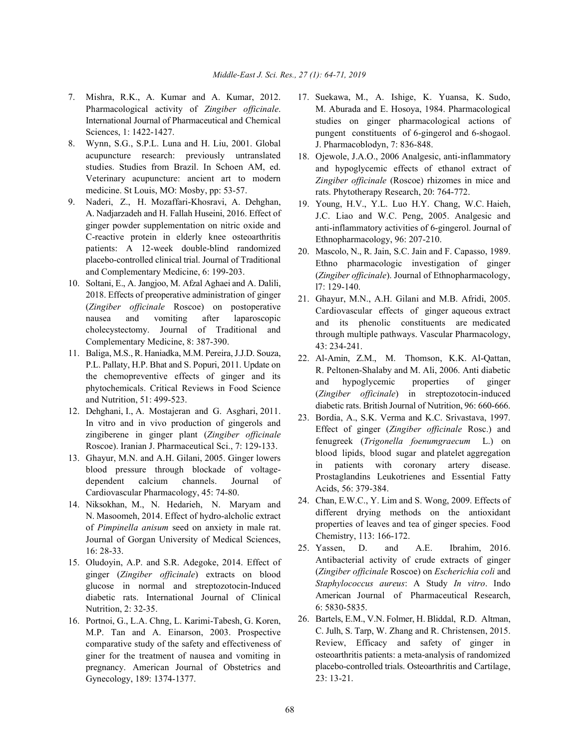7. Mishra, R.K., A. Kumar and A. Kumar, 2012. Pharmacological activity of *Zingiber officinale*. International Journal of Pharmaceutical and Chemical Sciences, 1: 1422-1427.
8. Wynn, S.G., S.P.L. Luna and H. Liu, 2001. Global acupuncture research: previously untranslated studies. Studies from Brazil. In Schoen AM, ed. Veterinary acupuncture: ancient art to modern medicine. St Louis, MO: Mosby, pp: 53-57.
9. Naderi, Z., H. Mozaffari-Khosravi, A. Dehghan, A. Nadjarzadeh and H. Fallah Huseini, 2016. Effect of ginger powder supplementation on nitric oxide and C-reactive protein in elderly knee osteoarthritis patients: A 12-week double-blind randomized placebo-controlled clinical trial. Journal of Traditional and Complementary Medicine, 6: 199-203.
10. Soltani, E., A. Jangjoo, M. Afzal Aghaei and A. Dalili, 2018. Effects of preoperative administration of ginger (*Zingiber officinale* Roscoe) on postoperative nausea and vomiting after laparoscopic cholecystectomy. Journal of Traditional and Complementary Medicine, 8: 387-390.
11. Baliga, M.S., R. Haniadka, M.M. Pereira, J.J.D. Souza, P.L. Pallaty, H.P. Bhat and S. Popuri, 2011. Update on the chemopreventive effects of ginger and its phytochemicals. Critical Reviews in Food Science and Nutrition, 51: 499-523.
12. Dehghani, I., A. Mostajeran and G. Asghari, 2011. In vitro and in vivo production of gingerols and zingiberene in ginger plant (*Zingiber officinale* Roscoe). Iranian J. Pharmaceutical Sci., 7: 129-133.
13. Ghayur, M.N. and A.H. Gilani, 2005. Ginger lowers blood pressure through blockade of voltage-dependent calcium channels. Journal of Cardiovascular Pharmacology, 45: 74-80.
14. Niksokhan, M., N. Hedarieh, N. Maryam and N. Masoomeh, 2014. Effect of hydro-alcholic extract of *Pimpinella anisum* seed on anxiety in male rat. Journal of Gorgan University of Medical Sciences, 16: 28-33.
15. Oludoyin, A.P. and S.R. Adegoke, 2014. Effect of ginger (*Zingiber officinale*) extracts on blood glucose in normal and streptozotocin-Induced diabetic rats. International Journal of Clinical Nutrition, 2: 32-35.
16. Portnoi, G., L.A. Chng, L. Karimi-Tabesh, G. Koren, M.P. Tan and A. Einarson, 2003. Prospective comparative study of the safety and effectiveness of giner for the treatment of nausea and vomiting in pregnancy. American Journal of Obstetrics and Gynecology, 189: 1374-1377.
17. Suekawa, M., A. Ishige, K. Yuansa, K. Sudo, M. Aburada and E. Hosoya, 1984. Pharmacological studies on ginger pharmacological actions of pungent constituents of 6-gingerol and 6-shogaol. J. Pharmacoblodyn, 7: 836-848.
18. Ojewole, J.A.O., 2006 Analgesic, anti-inflammatory and hypoglycemic effects of ethanol extract of *Zingiber officinale* (Roscoe) rhizomes in mice and rats. Phytotherapy Research, 20: 764-772.
19. Young, H.V., Y.L. Luo H.Y. Chang, W.C. Haieh, J.C. Liao and W.C. Peng, 2005. Analgesic and anti-inflammatory activities of 6-gingerol. Journal of Ethnopharmacology, 96: 207-210.
20. Mascolo, N., R. Jain, S.C. Jain and F. Capasso, 1989. Ethno pharmacologic investigation of ginger (*Zingiber officinale*). Journal of Ethnopharmacology, l7: 129-140.
21. Ghayur, M.N., A.H. Gilani and M.B. Afridi, 2005. Cardiovascular effects of ginger aqueous extract and its phenolic constituents are medicated through multiple pathways. Vascular Pharmacology, 43: 234-241.
22. Al-Amin, Z.M., M. Thomson, K.K. Al-Qattan, R. Peltonen-Shalaby and M. Ali, 2006. Anti diabetic and hypoglycemic properties of ginger (*Zingiber officinale*) in streptozotocin-induced diabetic rats. British Journal of Nutrition, 96: 660-666.
23. Bordia, A., S.K. Verma and K.C. Srivastava, 1997. Effect of ginger (*Zingiber officinale* Rosc.) and fenugreek (*Trigonella foenumgraecum* L.) on blood lipids, blood sugar and platelet aggregation in patients with coronary artery disease. Prostaglandins Leukotrienes and Essential Fatty Acids, 56: 379-384.
24. Chan, E.W.C., Y. Lim and S. Wong, 2009. Effects of different drying methods on the antioxidant properties of leaves and tea of ginger species. Food Chemistry, 113: 166-172.
25. Yassen, D. and A.E. Ibrahim, 2016. Antibacterial activity of crude extracts of ginger (*Zingiber officinale* Roscoe) on *Escherichia coli* and *Staphylococcus aureus*: A Study *In vitro*. Indo American Journal of Pharmaceutical Research, 6: 5830-5835.
26. Bartels, E.M., V.N. Folmer, H. Bliddal, R.D. Altman, C. Julh, S. Tarp, W. Zhang and R. Christensen, 2015. Review, Efficacy and safety of ginger in osteoarthritis patients: a meta-analysis of randomized placebo-controlled trials. Osteoarthritis and Cartilage, 23: 13-21.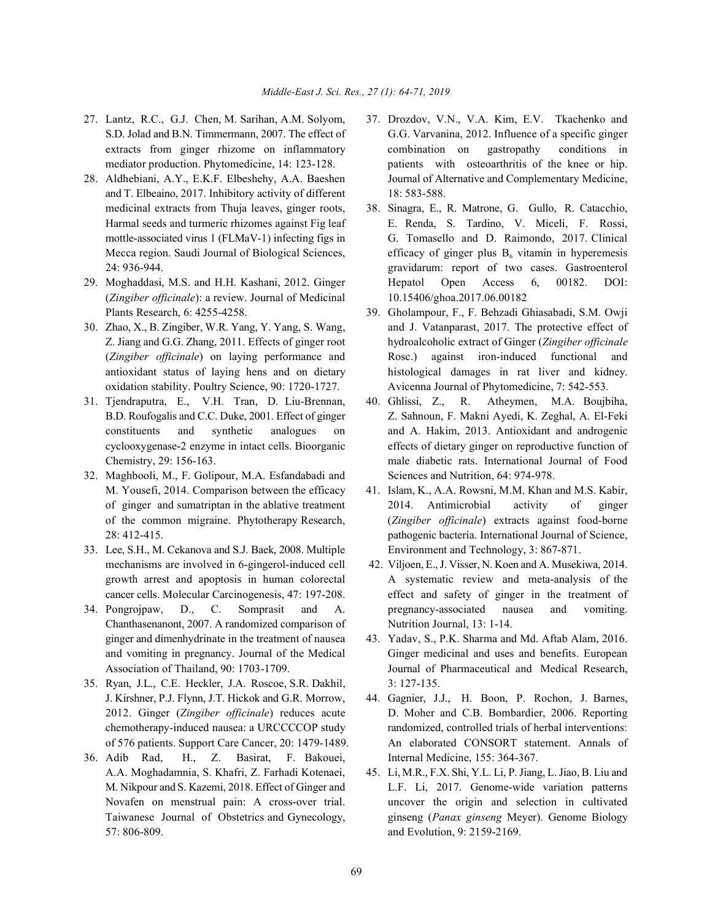27. Lantz, R.C., G.J. Chen, M. Sarihan, A.M. Solyom, S.D. Jolad and B.N. Timmermann, 2007. The effect of extracts from ginger rhizome on inflammatory mediator production. Phytomedicine, 14: 123-128.
28. Aldhebiani, A.Y., E.K.F. Elbeshehy, A.A. Baeshen and T. Elbeaino, 2017. Inhibitory activity of different medicinal extracts from Thuja leaves, ginger roots, Harmal seeds and turmeric rhizomes against Fig leaf mottle-associated virus 1 (FLMaV-1) infecting figs in Mecca region. Saudi Journal of Biological Sciences, 24: 936-944.
29. Moghaddasi, M.S. and H.H. Kashani, 2012. Ginger (*Zingiber officinale*): a review. Journal of Medicinal Plants Research, 6: 4255-4258.
30. Zhao, X., B. Zingiber, W.R. Yang, Y. Yang, S. Wang, Z. Jiang and G.G. Zhang, 2011. Effects of ginger root (*Zingiber officinale*) on laying performance and antioxidant status of laying hens and on dietary oxidation stability. Poultry Science, 90: 1720-1727.
31. Tjendraputra, E., V.H. Tran, D. Liu-Brennan, B.D. Roufogalis and C.C. Duke, 2001. Effect of ginger constituents and synthetic analogues on cyclooxygenase-2 enzyme in intact cells. Bioorganic Chemistry, 29: 156-163.
32. Maghbooli, M., F. Golipour, M.A. Esfandabadi and M. Yousefi, 2014. Comparison between the efficacy of ginger and sumatriptan in the ablative treatment of the common migraine. Phytotherapy Research, 28: 412-415.
33. Lee, S.H., M. Cekanova and S.J. Baek, 2008. Multiple mechanisms are involved in 6-gingerol-induced cell growth arrest and apoptosis in human colorectal cancer cells. Molecular Carcinogenesis, 47: 197-208.
34. Pongrojpaw, D., C. Somprasit and A. Chanthasenanont, 2007. A randomized comparison of ginger and dimenhydrinate in the treatment of nausea and vomiting in pregnancy. Journal of the Medical Association of Thailand, 90: 1703-1709.
35. Ryan, J.L., C.E. Heckler, J.A. Roscoe, S.R. Dakhil, J. Kirshner, P.J. Flynn, J.T. Hickok and G.R. Morrow, 2012. Ginger (*Zingiber officinale*) reduces acute chemotherapy-induced nausea: a URCCCCOP study of 576 patients. Support Care Cancer, 20: 1479-1489.
36. Adib Rad, H., Z. Basirat, F. Bakouei, A.A. Moghadamnia, S. Khafri, Z. Farhadi Kotenaei, M. Nikpour and S. Kazemi, 2018. Effect of Ginger and Novafen on menstrual pain: A cross-over trial. Taiwanese Journal of Obstetrics and Gynecology, 57: 806-809.
37. Drozdov, V.N., V.A. Kim, E.V. Tkachenko and G.G. Varvanina, 2012. Influence of a specific ginger combination on gastropathy conditions in patients with osteoarthritis of the knee or hip. Journal of Alternative and Complementary Medicine, 18: 583-588.
38. Sinagra, E., R. Matrone, G. Gullo, R. Catacchio, E. Renda, S. Tardino, V. Miceli, F. Rossi, G. Tomasello and D. Raimondo, 2017. Clinical efficacy of ginger plus $B_6$ vitamin in hyperemesis gravidarum: report of two cases. Gastroenterol Hepatol Open Access 6, 00182. DOI: 10.15406/ghoa.2017.06.00182
39. Gholampour, F., F. Behzadi Ghiasabadi, S.M. Owji and J. Vatanparast, 2017. The protective effect of hydroalcoholic extract of Ginger (*Zingiber officinale* Rosc.) against iron-induced functional and histological damages in rat liver and kidney. Avicenna Journal of Phytomedicine, 7: 542-553.
40. Ghlissi, Z., R. Atheymen, M.A. Boujbiha, Z. Sahnoun, F. Makni Ayedi, K. Zeghal, A. El-Feki and A. Hakim, 2013. Antioxidant and androgenic effects of dietary ginger on reproductive function of male diabetic rats. International Journal of Food Sciences and Nutrition, 64: 974-978.
41. Islam, K., A.A. Rowsni, M.M. Khan and M.S. Kabir, 2014. Antimicrobial activity of ginger (*Zingiber officinale*) extracts against food-borne pathogenic bacteria. International Journal of Science, Environment and Technology, 3: 867-871.
42. Viljoen, E., J. Visser, N. Koen and A. Musekiwa, 2014. A systematic review and meta-analysis of the effect and safety of ginger in the treatment of pregnancy-associated nausea and vomiting. Nutrition Journal, 13: 1-14.
43. Yadav, S., P.K. Sharma and Md. Aftab Alam, 2016. Ginger medicinal and uses and benefits. European Journal of Pharmaceutical and Medical Research, 3: 127-135.
44. Gagnier, J.J., H. Boon, P. Rochon, J. Barnes, D. Moher and C.B. Bombardier, 2006. Reporting randomized, controlled trials of herbal interventions: An elaborated CONSORT statement. Annals of Internal Medicine, 155: 364-367.
45. Li, M.R., F.X. Shi, Y.L. Li, P. Jiang, L. Jiao, B. Liu and L.F. Li, 2017. Genome-wide variation patterns uncover the origin and selection in cultivated ginseng (*Panax ginseng* Meyer). Genome Biology and Evolution, 9: 2159-2169.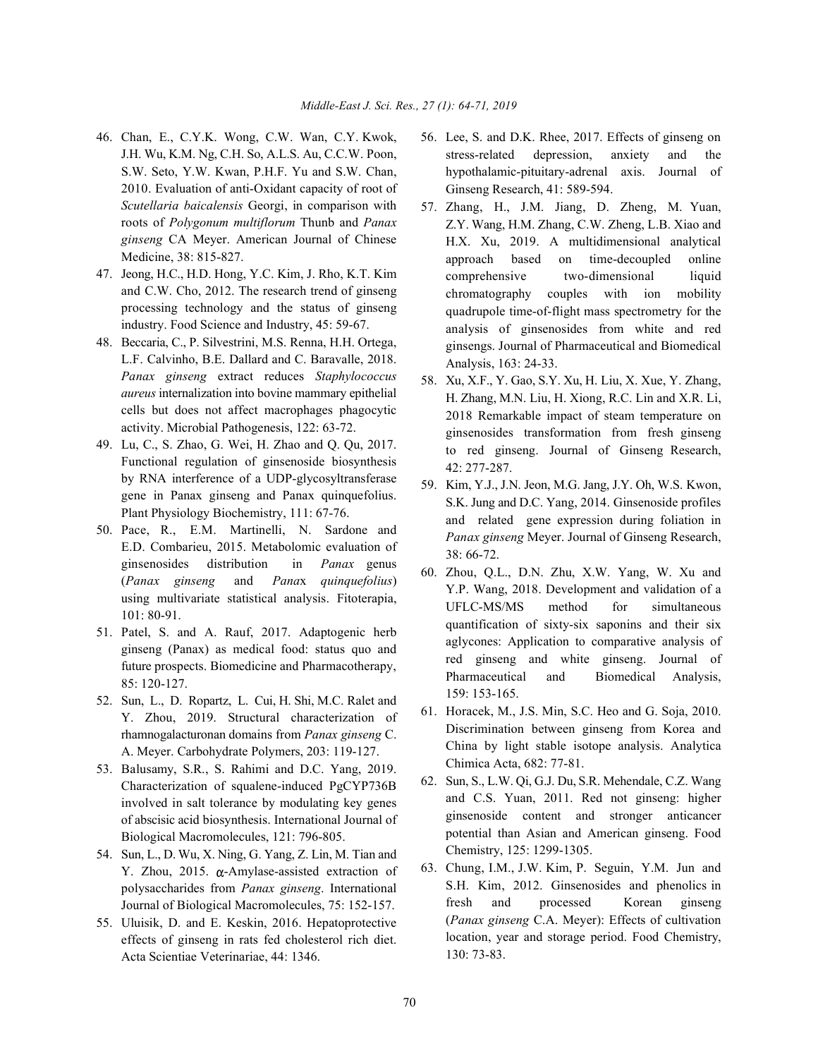46. Chan, E., C.Y.K. Wong, C.W. Wan, C.Y. Kwok, J.H. Wu, K.M. Ng, C.H. So, A.L.S. Au, C.C.W. Poon, S.W. Seto, Y.W. Kwan, P.H.F. Yu and S.W. Chan, 2010. Evaluation of anti-Oxidant capacity of root of *Scutellaria baicalensis* Georgi, in comparison with roots of *Polygonum multiflorum* Thunb and *Panax ginseng* CA Meyer. American Journal of Chinese Medicine, 38: 815-827.
47. Jeong, H.C., H.D. Hong, Y.C. Kim, J. Rho, K.T. Kim and C.W. Cho, 2012. The research trend of ginseng processing technology and the status of ginseng industry. Food Science and Industry, 45: 59-67.
48. Beccaria, C., P. Silvestrini, M.S. Renna, H.H. Ortega, L.F. Calvinho, B.E. Dallard and C. Baravalle, 2018. *Panax ginseng* extract reduces *Staphylococcus aureus* internalization into bovine mammary epithelial cells but does not affect macrophages phagocytic activity. Microbial Pathogenesis, 122: 63-72.
49. Lu, C., S. Zhao, G. Wei, H. Zhao and Q. Qu, 2017. Functional regulation of ginsenoside biosynthesis by RNA interference of a UDP-glycosyltransferase gene in Panax ginseng and Panax quinquefolius. Plant Physiology Biochemistry, 111: 67-76.
50. Pace, R., E.M. Martinelli, N. Sardone and E.D. Combarieu, 2015. Metabolomic evaluation of ginsenosides distribution in *Panax* genus (*Panax ginseng* and *Panax quinquefolius*) using multivariate statistical analysis. Fitoterapia, 101: 80-91.
51. Patel, S. and A. Rauf, 2017. Adaptogenic herb ginseng (Panax) as medical food: status quo and future prospects. Biomedicine and Pharmacotherapy, 85: 120-127.
52. Sun, L., D. Ropartz, L. Cui, H. Shi, M.C. Ralet and Y. Zhou, 2019. Structural characterization of rhamnogalacturonan domains from *Panax ginseng* C. A. Meyer. Carbohydrate Polymers, 203: 119-127.
53. Balusamy, S.R., S. Rahimi and D.C. Yang, 2019. Characterization of squalene-induced PgCYP736B involved in salt tolerance by modulating key genes of abscisic acid biosynthesis. International Journal of Biological Macromolecules, 121: 796-805.
54. Sun, L., D. Wu, X. Ning, G. Yang, Z. Lin, M. Tian and Y. Zhou, 2015. $\alpha$-Amylase-assisted extraction of polysaccharides from *Panax ginseng*. International Journal of Biological Macromolecules, 75: 152-157.
55. Uluisik, D. and E. Keskin, 2016. Hepatoprotective effects of ginseng in rats fed cholesterol rich diet. Acta Scientiae Veterinariae, 44: 1346.
56. Lee, S. and D.K. Rhee, 2017. Effects of ginseng on stress-related depression, anxiety and the hypothalamic-pituitary-adrenal axis. Journal of Ginseng Research, 41: 589-594.
57. Zhang, H., J.M. Jiang, D. Zheng, M. Yuan, Z.Y. Wang, H.M. Zhang, C.W. Zheng, L.B. Xiao and H.X. Xu, 2019. A multidimensional analytical approach based on time-decoupled online comprehensive two-dimensional liquid chromatography couples with ion mobility quadrupole time-of-flight mass spectrometry for the analysis of ginsenosides from white and red ginsengs. Journal of Pharmaceutical and Biomedical Analysis, 163: 24-33.
58. Xu, X.F., Y. Gao, S.Y. Xu, H. Liu, X. Xue, Y. Zhang, H. Zhang, M.N. Liu, H. Xiong, R.C. Lin and X.R. Li, 2018 Remarkable impact of steam temperature on ginsenosides transformation from fresh ginseng to red ginseng. Journal of Ginseng Research, 42: 277-287.
59. Kim, Y.J., J.N. Jeon, M.G. Jang, J.Y. Oh, W.S. Kwon, S.K. Jung and D.C. Yang, 2014. Ginsenoside profiles and related gene expression during foliation in *Panax ginseng* Meyer. Journal of Ginseng Research, 38: 66-72.
60. Zhou, Q.L., D.N. Zhu, X.W. Yang, W. Xu and Y.P. Wang, 2018. Development and validation of a UFLC-MS/MS method for simultaneous quantification of sixty-six saponins and their six aglycones: Application to comparative analysis of red ginseng and white ginseng. Journal of Pharmaceutical and Biomedical Analysis, 159: 153-165.
61. Horacek, M., J.S. Min, S.C. Heo and G. Soja, 2010. Discrimination between ginseng from Korea and China by light stable isotope analysis. Analytica Chimica Acta, 682: 77-81.
62. Sun, S., L.W. Qi, G.J. Du, S.R. Mehendale, C.Z. Wang and C.S. Yuan, 2011. Red not ginseng: higher ginsenoside content and stronger anticancer potential than Asian and American ginseng. Food Chemistry, 125: 1299-1305.
63. Chung, I.M., J.W. Kim, P. Seguin, Y.M. Jun and S.H. Kim, 2012. Ginsenosides and phenolics in fresh and processed Korean ginseng (*Panax ginseng* C.A. Meyer): Effects of cultivation location, year and storage period. Food Chemistry, 130: 73-83.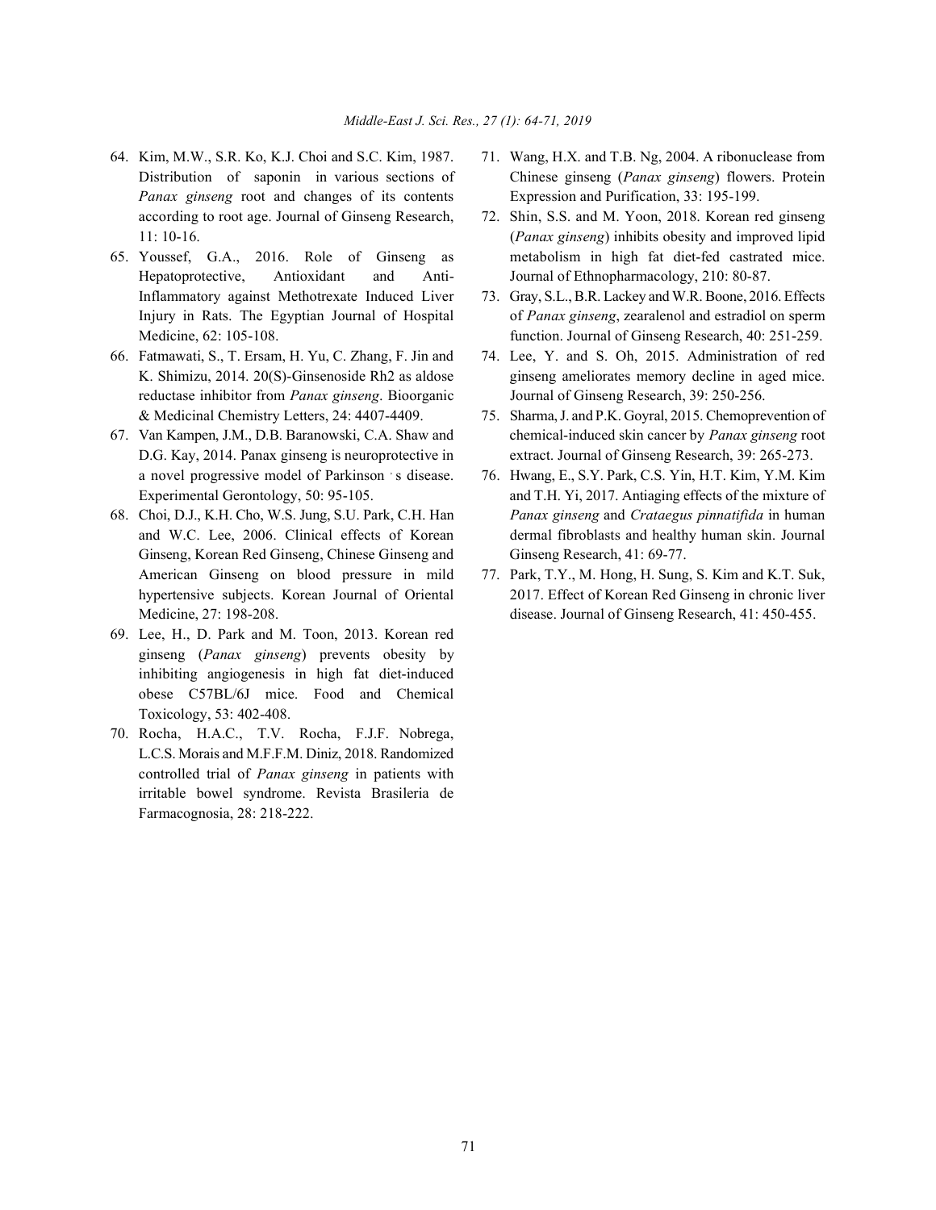64. Kim, M.W., S.R. Ko, K.J. Choi and S.C. Kim, 1987. Distribution of saponin in various sections of *Panax ginseng* root and changes of its contents according to root age. Journal of Ginseng Research, 11: 10-16.
65. Youssef, G.A., 2016. Role of Ginseng as Hepatoprotective, Antioxidant and Anti-Inflammatory against Methotrexate Induced Liver Injury in Rats. The Egyptian Journal of Hospital Medicine, 62: 105-108.
66. Fatmawati, S., T. Ersam, H. Yu, C. Zhang, F. Jin and K. Shimizu, 2014. 20(S)-Ginsenoside Rh2 as aldose reductase inhibitor from *Panax ginseng*. Bioorganic & Medicinal Chemistry Letters, 24: 4407-4409.
67. Van Kampen, J.M., D.B. Baranowski, C.A. Shaw and D.G. Kay, 2014. Panax ginseng is neuroprotective in a novel progressive model of Parkinson ' s disease. Experimental Gerontology, 50: 95-105.
68. Choi, D.J., K.H. Cho, W.S. Jung, S.U. Park, C.H. Han and W.C. Lee, 2006. Clinical effects of Korean Ginseng, Korean Red Ginseng, Chinese Ginseng and American Ginseng on blood pressure in mild hypertensive subjects. Korean Journal of Oriental Medicine, 27: 198-208.
69. Lee, H., D. Park and M. Toon, 2013. Korean red ginseng (*Panax ginseng*) prevents obesity by inhibiting angiogenesis in high fat diet-induced obese C57BL/6J mice. Food and Chemical Toxicology, 53: 402-408.
70. Rocha, H.A.C., T.V. Rocha, F.J.F. Nobrega, L.C.S. Morais and M.F.F.M. Diniz, 2018. Randomized controlled trial of *Panax ginseng* in patients with irritable bowel syndrome. Revista Brasileria de Farmacognosia, 28: 218-222.
71. Wang, H.X. and T.B. Ng, 2004. A ribonuclease from Chinese ginseng (*Panax ginseng*) flowers. Protein Expression and Purification, 33: 195-199.
72. Shin, S.S. and M. Yoon, 2018. Korean red ginseng (*Panax ginseng*) inhibits obesity and improved lipid metabolism in high fat diet-fed castrated mice. Journal of Ethnopharmacology, 210: 80-87.
73. Gray, S.L., B.R. Lackey and W.R. Boone, 2016. Effects of *Panax ginseng*, zearalenol and estradiol on sperm function. Journal of Ginseng Research, 40: 251-259.
74. Lee, Y. and S. Oh, 2015. Administration of red ginseng ameliorates memory decline in aged mice. Journal of Ginseng Research, 39: 250-256.
75. Sharma, J. and P.K. Goyral, 2015. Chemoprevention of chemical-induced skin cancer by *Panax ginseng* root extract. Journal of Ginseng Research, 39: 265-273.
76. Hwang, E., S.Y. Park, C.S. Yin, H.T. Kim, Y.M. Kim and T.H. Yi, 2017. Antiaging effects of the mixture of *Panax ginseng* and *Crataegus pinnatifida* in human dermal fibroblasts and healthy human skin. Journal Ginseng Research, 41: 69-77.
77. Park, T.Y., M. Hong, H. Sung, S. Kim and K.T. Suk, 2017. Effect of Korean Red Ginseng in chronic liver disease. Journal of Ginseng Research, 41: 450-455.